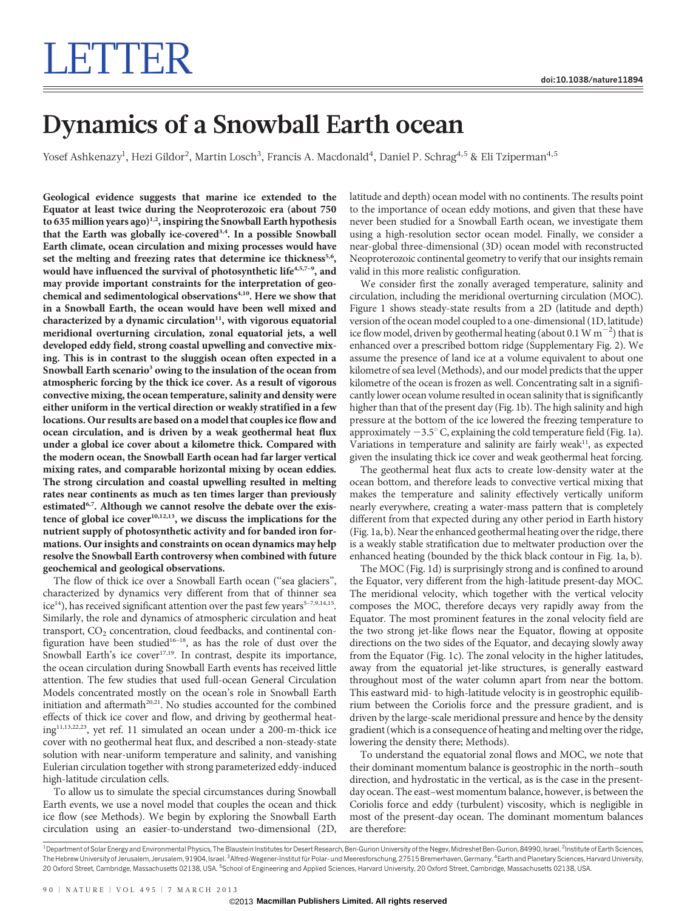# LETTER

doi:10.1038/nature11894

# Dynamics of a Snowball Earth ocean

Yosef Ashkenazy[1], Hezi Gildor[2], Martin Losch[3], Francis A. Macdonald[4], Daniel P. Schrag[4,5] & Eli Tziperman[4,5]

**Geological evidence suggests that marine ice extended to the Equator at least twice during the Neoproterozoic era (about 750 to 635 million years ago)[1,2], inspiring the Snowball Earth hypothesis that the Earth was globally ice-covered[3,4]. In a possible Snowball Earth climate, ocean circulation and mixing processes would have set the melting and freezing rates that determine ice thickness[5,6], would have influenced the survival of photosynthetic life[4,5,7–9], and may provide important constraints for the interpretation of geochemical and sedimentological observations[4,10]. Here we show that in a Snowball Earth, the ocean would have been well mixed and characterized by a dynamic circulation[11], with vigorous equatorial meridional overturning circulation, zonal equatorial jets, a well developed eddy field, strong coastal upwelling and convective mixing. This is in contrast to the sluggish ocean often expected in a Snowball Earth scenario[3] owing to the insulation of the ocean from atmospheric forcing by the thick ice cover. As a result of vigorous convective mixing, the ocean temperature, salinity and density were either uniform in the vertical direction or weakly stratified in a few locations. Our results are based on a model that couples ice flow and ocean circulation, and is driven by a weak geothermal heat flux under a global ice cover about a kilometre thick. Compared with the modern ocean, the Snowball Earth ocean had far larger vertical mixing rates, and comparable horizontal mixing by ocean eddies. The strong circulation and coastal upwelling resulted in melting rates near continents as much as ten times larger than previously estimated[6,7]. Although we cannot resolve the debate over the existence of global ice cover[10,12,13], we discuss the implications for the nutrient supply of photosynthetic activity and for banded iron formations. Our insights and constraints on ocean dynamics may help resolve the Snowball Earth controversy when combined with future geochemical and geological observations.**

The flow of thick ice over a Snowball Earth ocean ("sea glaciers", characterized by dynamics very different from that of thinner sea ice[14]), has received significant attention over the past few years[5–7,9,14,15]. Similarly, the role and dynamics of atmospheric circulation and heat transport, $CO_2$ concentration, cloud feedbacks, and continental configuration have been studied[16–18], as has the role of dust over the Snowball Earth's ice cover[17,19]. In contrast, despite its importance, the ocean circulation during Snowball Earth events has received little attention. The few studies that used full-ocean General Circulation Models concentrated mostly on the ocean's role in Snowball Earth initiation and aftermath[20,21]. No studies accounted for the combined effects of thick ice cover and flow, and driving by geothermal heating[11,13,22,23], yet ref. 11 simulated an ocean under a 200-m-thick ice cover with no geothermal heat flux, and described a non-steady-state solution with near-uniform temperature and salinity, and vanishing Eulerian circulation together with strong parameterized eddy-induced high-latitude circulation cells.

To allow us to simulate the special circumstances during Snowball Earth events, we use a novel model that couples the ocean and thick ice flow (see Methods). We begin by exploring the Snowball Earth circulation using an easier-to-understand two-dimensional (2D, latitude and depth) ocean model with no continents. The results point to the importance of ocean eddy motions, and given that these have never been studied for a Snowball Earth ocean, we investigate them using a high-resolution sector ocean model. Finally, we consider a near-global three-dimensional (3D) ocean model with reconstructed Neoproterozoic continental geometry to verify that our insights remain valid in this more realistic configuration.

We consider first the zonally averaged temperature, salinity and circulation, including the meridional overturning circulation (MOC). Figure 1 shows steady-state results from a 2D (latitude and depth) version of the ocean model coupled to a one-dimensional (1D, latitude) ice flow model, driven by geothermal heating (about 0.1 W $m^{-2}$) that is enhanced over a prescribed bottom ridge (Supplementary Fig. 2). We assume the presence of land ice at a volume equivalent to about one kilometre of sea level (Methods), and our model predicts that the upper kilometre of the ocean is frozen as well. Concentrating salt in a significantly lower ocean volume resulted in ocean salinity that is significantly higher than that of the present day (Fig. 1b). The high salinity and high pressure at the bottom of the ice lowered the freezing temperature to approximately $-3.5^{\circ}$ C, explaining the cold temperature field (Fig. 1a). Variations in temperature and salinity are fairly weak[11], as expected given the insulating thick ice cover and weak geothermal heat forcing.

The geothermal heat flux acts to create low-density water at the ocean bottom, and therefore leads to convective vertical mixing that makes the temperature and salinity effectively vertically uniform nearly everywhere, creating a water-mass pattern that is completely different from that expected during any other period in Earth history (Fig. 1a, b). Near the enhanced geothermal heating over the ridge, there is a weakly stable stratification due to meltwater production over the enhanced heating (bounded by the thick black contour in Fig. 1a, b).

The MOC (Fig. 1d) is surprisingly strong and is confined to around the Equator, very different from the high-latitude present-day MOC. The meridional velocity, which together with the vertical velocity composes the MOC, therefore decays very rapidly away from the Equator. The most prominent features in the zonal velocity field are the two strong jet-like flows near the Equator, flowing at opposite directions on the two sides of the Equator, and decaying slowly away from the Equator (Fig. 1c). The zonal velocity in the higher latitudes, away from the equatorial jet-like structures, is generally eastward throughout most of the water column apart from near the bottom. This eastward mid- to high-latitude velocity is in geostrophic equilibrium between the Coriolis force and the pressure gradient, and is driven by the large-scale meridional pressure and hence by the density gradient (which is a consequence of heating and melting over the ridge, lowering the density there; Methods).

To understand the equatorial zonal flows and MOC, we note that their dominant momentum balance is geostrophic in the north–south direction, and hydrostatic in the vertical, as is the case in the present-day ocean. The east–west momentum balance, however, is between the Coriolis force and eddy (turbulent) viscosity, which is negligible in most of the present-day ocean. The dominant momentum balances are therefore:

[1]Department of Solar Energy and Environmental Physics, The Blaustein Institutes for Desert Research, Ben-Gurion University of the Negev, Midreshet Ben-Gurion, 84990, Israel. [2]Institute of Earth Sciences, The Hebrew University of Jerusalem, Jerusalem, 91904, Israel. [3]Alfred-Wegener-Institut für Polar- und Meeresforschung, 27515 Bremerhaven, Germany. [4]Earth and Planetary Sciences, Harvard University, 20 Oxford Street, Cambridge, Massachusetts 02138, USA. [5]School of Engineering and Applied Sciences, Harvard University, 20 Oxford Street, Cambridge, Massachusetts 02138, USA.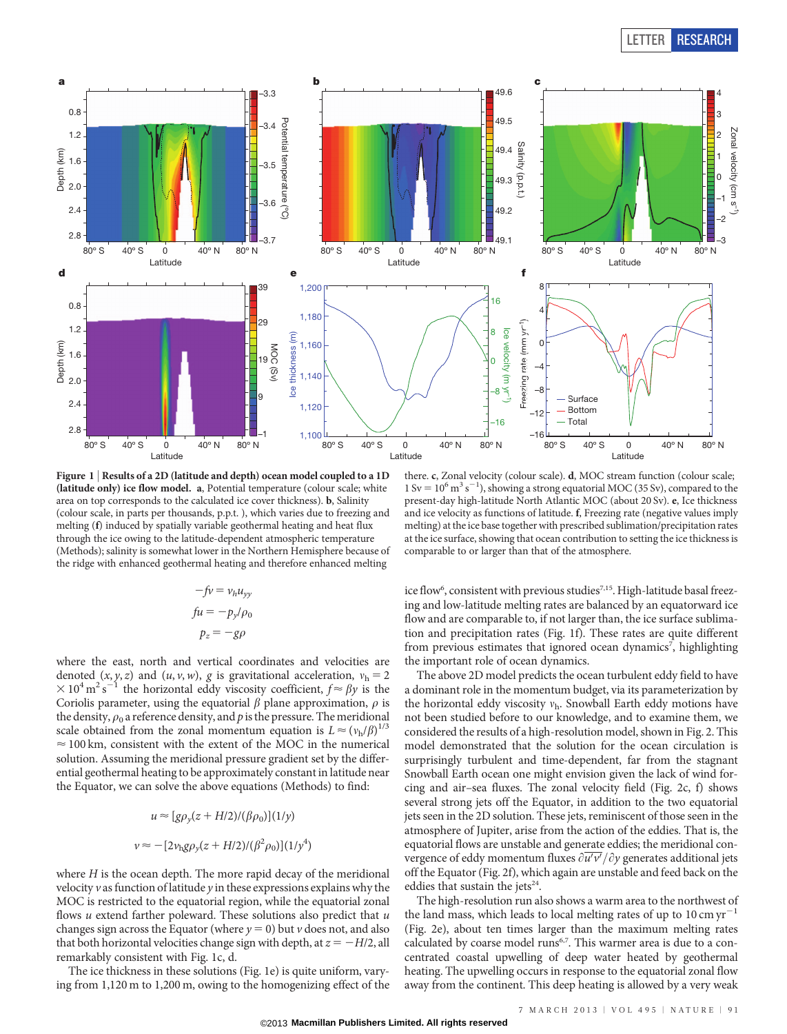**Figure 1 | Results of a 2D (latitude and depth) ocean model coupled to a 1D (latitude only) ice flow model.** **a**, Potential temperature (colour scale; white area on top corresponds to the calculated ice cover thickness). **b**, Salinity (colour scale, in parts per thousands, p.p.t. ), which varies due to freezing and melting (**f**) induced by spatially variable geothermal heating and heat flux through the ice owing to the latitude-dependent atmospheric temperature (Methods); salinity is somewhat lower in the Northern Hemisphere because of the ridge with enhanced geothermal heating and therefore enhanced melting there. **c**, Zonal velocity (colour scale). **d**, MOC stream function (colour scale; 1 Sv = $10^6$ m$^3$ s$^{-1}$), showing a strong equatorial MOC (35 Sv), compared to the present-day high-latitude North Atlantic MOC (about 20 Sv). **e**, Ice thickness and ice velocity as functions of latitude. **f**, Freezing rate (negative values imply melting) at the ice base together with prescribed sublimation/precipitation rates at the ice surface, showing that ocean contribution to setting the ice thickness is comparable to or larger than that of the atmosphere.

$$-fv = \nu_h u_{yy}$$

$$fu = -p_y/\rho_0$$

$$p_z = -g\rho$$

where the east, north and vertical coordinates and velocities are denoted $(x, y, z)$ and $(u, v, w)$, $g$ is gravitational acceleration, $\nu_h = 2 \times 10^4$ m$^2$ s$^{-1}$ the horizontal eddy viscosity coefficient, $f \approx \beta y$ is the Coriolis parameter, using the equatorial $\beta$ plane approximation, $\rho$ is the density, $\rho_0$ a reference density, and $p$ is the pressure. The meridional scale obtained from the zonal momentum equation is $L \approx (\nu_h/\beta)^{1/3} \approx 100$ km, consistent with the extent of the MOC in the numerical solution. Assuming the meridional pressure gradient set by the differential geothermal heating to be approximately constant in latitude near the Equator, we can solve the above equations (Methods) to find:

$$u \approx [g\rho_y(z + H/2)/(\beta\rho_0)](1/y)$$

$$v \approx -[2\nu_h g\rho_y(z + H/2)/(\beta^2\rho_0)](1/y^4)$$

where $H$ is the ocean depth. The more rapid decay of the meridional velocity $v$ as function of latitude $y$ in these expressions explains why the MOC is restricted to the equatorial region, while the equatorial zonal flows $u$ extend farther poleward. These solutions also predict that $u$ changes sign across the Equator (where $y = 0$) but $v$ does not, and also that both horizontal velocities change sign with depth, at $z = -H/2$, all remarkably consistent with Fig. 1c, d.

The ice thickness in these solutions (Fig. 1e) is quite uniform, varying from 1,120 m to 1,200 m, owing to the homogenizing effect of the ice flow[6], consistent with previous studies[7,15]. High-latitude basal freezing and low-latitude melting rates are balanced by an equatorward ice flow and are comparable to, if not larger than, the ice surface sublimation and precipitation rates (Fig. 1f). These rates are quite different from previous estimates that ignored ocean dynamics[7], highlighting the important role of ocean dynamics.

The above 2D model predicts the ocean turbulent eddy field to have a dominant role in the momentum budget, via its parameterization by the horizontal eddy viscosity $\nu_h$. Snowball Earth eddy motions have not been studied before to our knowledge, and to examine them, we considered the results of a high-resolution model, shown in Fig. 2. This model demonstrated that the solution for the ocean circulation is surprisingly turbulent and time-dependent, far from the stagnant Snowball Earth ocean one might envision given the lack of wind forcing and air–sea fluxes. The zonal velocity field (Fig. 2c, f) shows several strong jets off the Equator, in addition to the two equatorial jets seen in the 2D solution. These jets, reminiscent of those seen in the atmosphere of Jupiter, arise from the action of the eddies. That is, the equatorial flows are unstable and generate eddies; the meridional convergence of eddy momentum fluxes $\partial\overline{u'v'}/\partial y$ generates additional jets off the Equator (Fig. 2f), which again are unstable and feed back on the eddies that sustain the jets[24].

The high-resolution run also shows a warm area to the northwest of the land mass, which leads to local melting rates of up to 10 cm yr$^{-1}$ (Fig. 2e), about ten times larger than the maximum melting rates calculated by coarse model runs[6,7]. This warmer area is due to a concentrated coastal upwelling of deep water heated by geothermal heating. The upwelling occurs in response to the equatorial zonal flow away from the continent. This deep heating is allowed by a very weak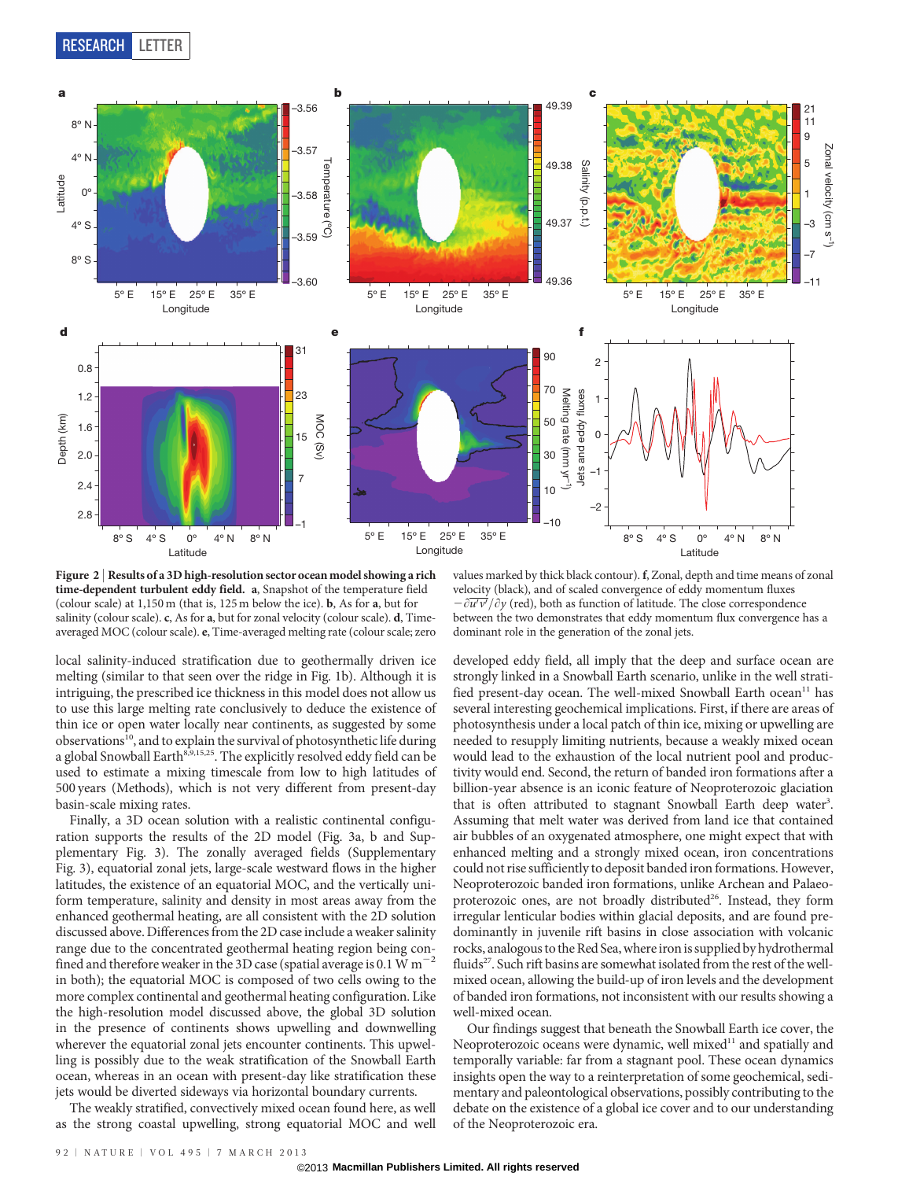**Figure 2 | Results of a 3D high-resolution sector ocean model showing a rich time-dependent turbulent eddy field.** **a**, Snapshot of the temperature field (colour scale) at 1,150 m (that is, 125 m below the ice). **b**, As for **a**, but for salinity (colour scale). **c**, As for **a**, but for zonal velocity (colour scale). **d**, Time-averaged MOC (colour scale). **e**, Time-averaged melting rate (colour scale; zero values marked by thick black contour). **f**, Zonal, depth and time means of zonal velocity (black), and of scaled convergence of eddy momentum fluxes $-\partial\overline{u'v'}/\partial y$ (red), both as function of latitude. The close correspondence between the two demonstrates that eddy momentum flux convergence has a dominant role in the generation of the zonal jets.

local salinity-induced stratification due to geothermally driven ice melting (similar to that seen over the ridge in Fig. 1b). Although it is intriguing, the prescribed ice thickness in this model does not allow us to use this large melting rate conclusively to deduce the existence of thin ice or open water locally near continents, as suggested by some observations[10], and to explain the survival of photosynthetic life during a global Snowball Earth[8,9,15,25]. The explicitly resolved eddy field can be used to estimate a mixing timescale from low to high latitudes of 500 years (Methods), which is not very different from present-day basin-scale mixing rates.

Finally, a 3D ocean solution with a realistic continental configuration supports the results of the 2D model (Fig. 3a, b and Supplementary Fig. 3). The zonally averaged fields (Supplementary Fig. 3), equatorial zonal jets, large-scale westward flows in the higher latitudes, the existence of an equatorial MOC, and the vertically uniform temperature, salinity and density in most areas away from the enhanced geothermal heating, are all consistent with the 2D solution discussed above. Differences from the 2D case include a weaker salinity range due to the concentrated geothermal heating region being confined and therefore weaker in the 3D case (spatial average is 0.1 W m$^{-2}$ in both); the equatorial MOC is composed of two cells owing to the more complex continental and geothermal heating configuration. Like the high-resolution model discussed above, the global 3D solution in the presence of continents shows upwelling and downwelling wherever the equatorial zonal jets encounter continents. This upwelling is possibly due to the weak stratification of the Snowball Earth ocean, whereas in an ocean with present-day like stratification these jets would be diverted sideways via horizontal boundary currents.

The weakly stratified, convectively mixed ocean found here, as well as the strong coastal upwelling, strong equatorial MOC and well developed eddy field, all imply that the deep and surface ocean are strongly linked in a Snowball Earth scenario, unlike in the well stratified present-day ocean. The well-mixed Snowball Earth ocean[11] has several interesting geochemical implications. First, if there are areas of photosynthesis under a local patch of thin ice, mixing or upwelling are needed to resupply limiting nutrients, because a weakly mixed ocean would lead to the exhaustion of the local nutrient pool and productivity would end. Second, the return of banded iron formations after a billion-year absence is an iconic feature of Neoproterozoic glaciation that is often attributed to stagnant Snowball Earth deep water[3]. Assuming that melt water was derived from land ice that contained air bubbles of an oxygenated atmosphere, one might expect that with enhanced melting and a strongly mixed ocean, iron concentrations could not rise sufficiently to deposit banded iron formations. However, Neoproterozoic banded iron formations, unlike Archean and Palaeoproterozoic ones, are not broadly distributed[26]. Instead, they form irregular lenticular bodies within glacial deposits, and are found predominantly in juvenile rift basins in close association with volcanic rocks, analogous to the Red Sea, where iron is supplied by hydrothermal fluids[27]. Such rift basins are somewhat isolated from the rest of the well-mixed ocean, allowing the build-up of iron levels and the development of banded iron formations, not inconsistent with our results showing a well-mixed ocean.

Our findings suggest that beneath the Snowball Earth ice cover, the Neoproterozoic oceans were dynamic, well mixed[11] and spatially and temporally variable: far from a stagnant pool. These ocean dynamics insights open the way to a reinterpretation of some geochemical, sedimentary and paleontological observations, possibly contributing to the debate on the existence of a global ice cover and to our understanding of the Neoproterozoic era.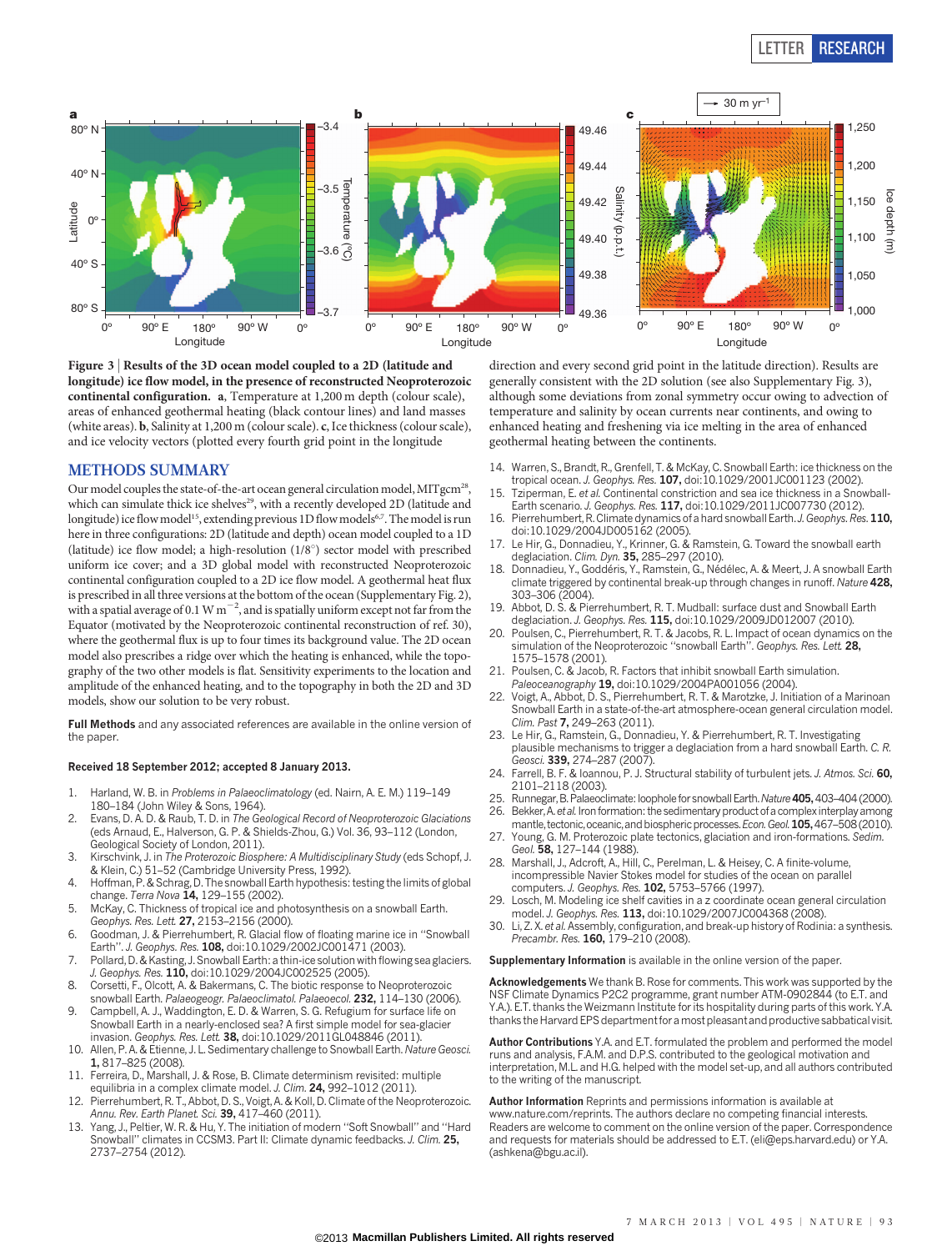**Figure 3 | Results of the 3D ocean model coupled to a 2D (latitude and longitude) ice flow model, in the presence of reconstructed Neoproterozoic continental configuration.** **a**, Temperature at 1,200 m depth (colour scale), areas of enhanced geothermal heating (black contour lines) and land masses (white areas). **b**, Salinity at 1,200 m (colour scale). **c**, Ice thickness (colour scale), and ice velocity vectors (plotted every fourth grid point in the longitude direction and every second grid point in the latitude direction). Results are generally consistent with the 2D solution (see also Supplementary Fig. 3), although some deviations from zonal symmetry occur owing to advection of temperature and salinity by ocean currents near continents, and owing to enhanced heating and freshening via ice melting in the area of enhanced geothermal heating between the continents.

## METHODS SUMMARY

Our model couples the state-of-the-art ocean general circulation model, MITgcm[28], which can simulate thick ice shelves[29], with a recently developed 2D (latitude and longitude) ice flow model[15], extending previous 1D flow models[6,7]. The model is run here in three configurations: 2D (latitude and depth) ocean model coupled to a 1D (latitude) ice flow model; a high-resolution (1/8°) sector model with prescribed uniform ice cover; and a 3D global model with reconstructed Neoproterozoic continental configuration coupled to a 2D ice flow model. A geothermal heat flux is prescribed in all three versions at the bottom of the ocean (Supplementary Fig. 2), with a spatial average of 0.1 W m$^{-2}$, and is spatially uniform except not far from the Equator (motivated by the Neoproterozoic continental reconstruction of ref. 30), where the geothermal flux is up to four times its background value. The 2D ocean model also prescribes a ridge over which the heating is enhanced, while the topography of the two other models is flat. Sensitivity experiments to the location and amplitude of the enhanced heating, and to the topography in both the 2D and 3D models, show our solution to be very robust.

**Full Methods** and any associated references are available in the online version of the paper.

**Received 18 September 2012; accepted 8 January 2013.**

1. Harland, W. B. in *Problems in Palaeoclimatology* (ed. Nairn, A. E. M.) 119–149 180–184 (John Wiley & Sons, 1964).
2. Evans, D. A. D. & Raub, T. D. in *The Geological Record of Neoproterozoic Glaciations* (eds Arnaud, E., Halverson, G. P. & Shields-Zhou, G.) Vol. 36, 93–112 (London, Geological Society of London, 2011).
3. Kirschvink, J. in *The Proterozoic Biosphere: A Multidisciplinary Study* (eds Schopf, J. & Klein, C.) 51–52 (Cambridge University Press, 1992).
4. Hoffman, P. & Schrag, D. The snowball Earth hypothesis: testing the limits of global change. *Terra Nova* **14,** 129–155 (2002).
5. McKay, C. Thickness of tropical ice and photosynthesis on a snowball Earth. *Geophys. Res. Lett.* **27,** 2153–2156 (2000).
6. Goodman, J. & Pierrehumbert, R. Glacial flow of floating marine ice in "Snowball Earth". *J. Geophys. Res.* **108,** doi:10.1029/2002JC001471 (2003).
7. Pollard, D. & Kasting, J. Snowball Earth: a thin-ice solution with flowing sea glaciers. *J. Geophys. Res.* **110,** doi:10.1029/2004JC002525 (2005).
8. Corsetti, F., Olcott, A. & Bakermans, C. The biotic response to Neoproterozoic snowball Earth. *Palaeogeogr. Palaeoclimatol. Palaeoecol.* **232,** 114–130 (2006).
9. Campbell, A. J., Waddington, E. D. & Warren, S. G. Refugium for surface life on Snowball Earth in a nearly-enclosed sea? A first simple model for sea-glacier invasion. *Geophys. Res. Lett.* **38,** doi:10.1029/2011GL048846 (2011).
10. Allen, P. A. & Etienne, J. L. Sedimentary challenge to Snowball Earth. *Nature Geosci.* **1,** 817–825 (2008).
11. Ferreira, D., Marshall, J. & Rose, B. Climate determinism revisited: multiple equilibria in a complex climate model. *J. Clim.* **24,** 992–1012 (2011).
12. Pierrehumbert, R. T., Abbot, D. S., Voigt, A. & Koll, D. Climate of the Neoproterozoic. *Annu. Rev. Earth Planet. Sci.* **39,** 417–460 (2011).
13. Yang, J., Peltier, W. R. & Hu, Y. The initiation of modern "Soft Snowball" and "Hard Snowball" climates in CCSM3. Part II: Climate dynamic feedbacks. *J. Clim.* **25,** 2737–2754 (2012).
14. Warren, S., Brandt, R., Grenfell, T. & McKay, C. Snowball Earth: ice thickness on the tropical ocean. *J. Geophys. Res.* **107,** doi:10.1029/2001JC001123 (2002).
15. Tziperman, E. *et al.* Continental constriction and sea ice thickness in a Snowball-Earth scenario. *J. Geophys. Res.* **117,** doi:10.1029/2011JC007730 (2012).
16. Pierrehumbert, R. Climate dynamics of a hard snowball Earth. *J. Geophys. Res.* **110,** doi:10.1029/2004JD005162 (2005).
17. Le Hir, G., Donnadieu, Y., Krinner, G. & Ramstein, G. Toward the snowball earth deglaciation. *Clim. Dyn.* **35,** 285–297 (2010).
18. Donnadieu, Y., Goddéris, Y., Ramstein, G., Nédélec, A. & Meert, J. A snowball Earth climate triggered by continental break-up through changes in runoff. *Nature* **428,** 303–306 (2004).
19. Abbot, D. S. & Pierrehumbert, R. T. Mudball: surface dust and Snowball Earth deglaciation. *J. Geophys. Res.* **115,** doi:10.1029/2009JD012007 (2010).
20. Poulsen, C., Pierrehumbert, R. T. & Jacobs, R. L. Impact of ocean dynamics on the simulation of the Neoproterozoic "snowball Earth". *Geophys. Res. Lett.* **28,** 1575–1578 (2001).
21. Poulsen, C. & Jacob, R. Factors that inhibit snowball Earth simulation. *Paleoceanography* **19,** doi:10.1029/2004PA001056 (2004).
22. Voigt, A., Abbot, D. S., Pierrehumbert, R. T. & Marotzke, J. Initiation of a Marinoan Snowball Earth in a state-of-the-art atmosphere-ocean general circulation model. *Clim. Past* **7,** 249–263 (2011).
23. Le Hir, G., Ramstein, G., Donnadieu, Y. & Pierrehumbert, R. T. Investigating plausible mechanisms to trigger a deglaciation from a hard snowball Earth. *C. R. Geosci.* **339,** 274–287 (2007).
24. Farrell, B. F. & Ioannou, P. J. Structural stability of turbulent jets. *J. Atmos. Sci.* **60,** 2101–2118 (2003).
25. Runnegar, B. Palaeoclimate: loophole for snowball Earth. *Nature* **405,** 403–404 (2000).
26. Bekker, A. *et al.* Iron formation: the sedimentary product of a complex interplay among mantle, tectonic, oceanic, and biospheric processes. *Econ. Geol.* **105,** 467–508 (2010).
27. Young, G. M. Proterozoic plate tectonics, glaciation and iron-formations. *Sedim. Geol.* **58,** 127–144 (1988).
28. Marshall, J., Adcroft, A., Hill, C., Perelman, L. & Heisey, C. A finite-volume, incompressible Navier Stokes model for studies of the ocean on parallel computers. *J. Geophys. Res.* **102,** 5753–5766 (1997).
29. Losch, M. Modeling ice shelf cavities in a z coordinate ocean general circulation model. *J. Geophys. Res.* **113,** doi:10.1029/2007JC004368 (2008).
30. Li, Z. X. *et al.* Assembly, configuration, and break-up history of Rodinia: a synthesis. *Precambr. Res.* **160,** 179–210 (2008).

**Supplementary Information** is available in the online version of the paper.

**Acknowledgements** We thank B. Rose for comments. This work was supported by the NSF Climate Dynamics P2C2 programme, grant number ATM-0902844 (to E.T. and Y.A.). E.T. thanks the Weizmann Institute for its hospitality during parts of this work. Y.A. thanks the Harvard EPS department for a most pleasant and productive sabbatical visit.

**Author Contributions** Y.A. and E.T. formulated the problem and performed the model runs and analysis, F.A.M. and D.P.S. contributed to the geological motivation and interpretation, M.L. and H.G. helped with the model set-up, and all authors contributed to the writing of the manuscript.

**Author Information** Reprints and permissions information is available at www.nature.com/reprints. The authors declare no competing financial interests. Readers are welcome to comment on the online version of the paper. Correspondence and requests for materials should be addressed to E.T. (eli@eps.harvard.edu) or Y.A. (ashkena@bgu.ac.il).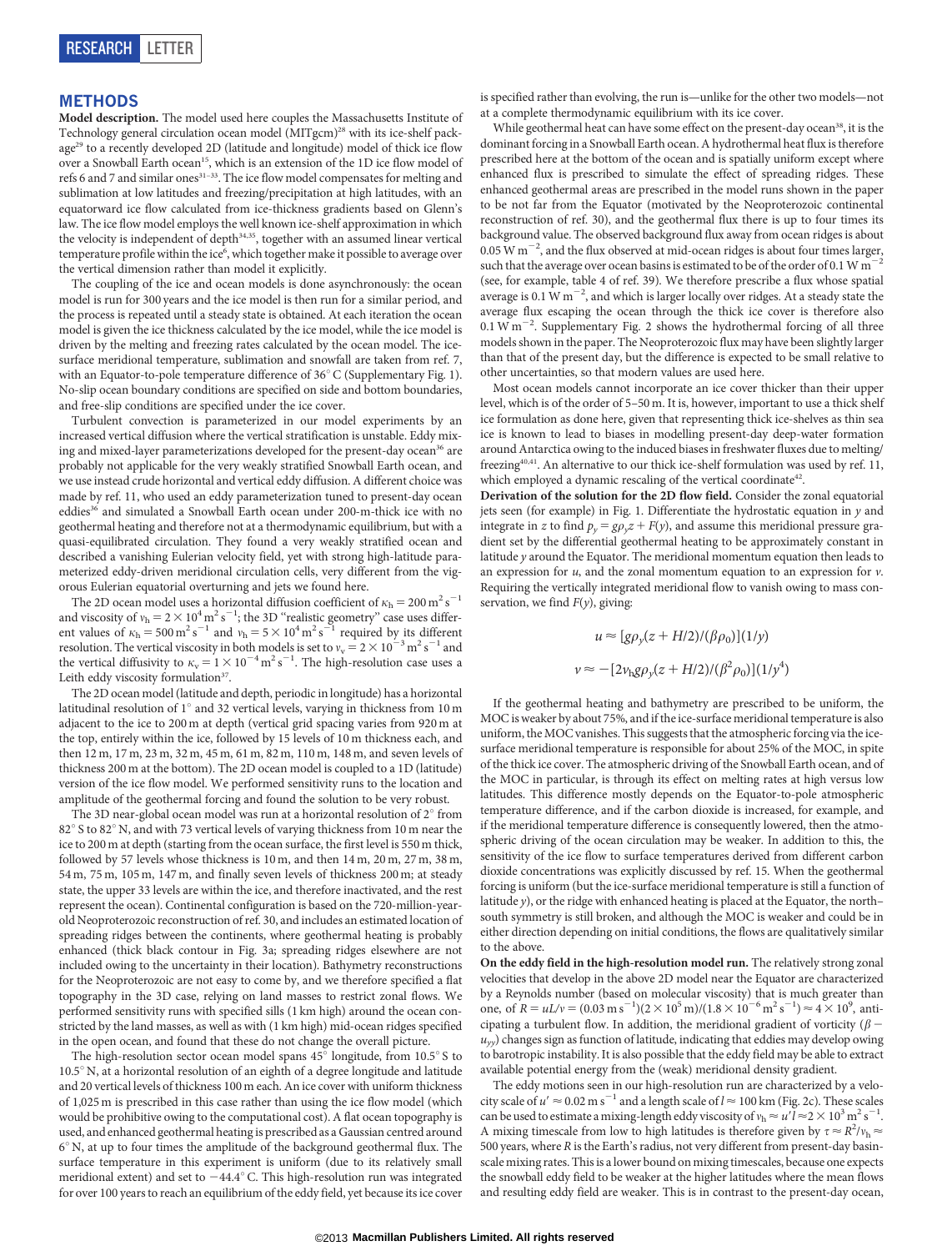## METHODS

**Model description.** The model used here couples the Massachusetts Institute of Technology general circulation ocean model (MITgcm)[28] with its ice-shelf package[29] to a recently developed 2D (latitude and longitude) model of thick ice flow over a Snowball Earth ocean[15], which is an extension of the 1D ice flow model of refs 6 and 7 and similar ones[31–33]. The ice flow model compensates for melting and sublimation at low latitudes and freezing/precipitation at high latitudes, with an equatorward ice flow calculated from ice-thickness gradients based on Glenn's law. The ice flow model employs the well known ice-shelf approximation in which the velocity is independent of depth[34,35], together with an assumed linear vertical temperature profile within the ice[6], which together make it possible to average over the vertical dimension rather than model it explicitly.

The coupling of the ice and ocean models is done asynchronously: the ocean model is run for 300 years and the ice model is then run for a similar period, and the process is repeated until a steady state is obtained. At each iteration the ocean model is given the ice thickness calculated by the ice model, while the ice model is driven by the melting and freezing rates calculated by the ocean model. The ice-surface meridional temperature, sublimation and snowfall are taken from ref. 7, with an Equator-to-pole temperature difference of 36° C (Supplementary Fig. 1). No-slip ocean boundary conditions are specified on side and bottom boundaries, and free-slip conditions are specified under the ice cover.

Turbulent convection is parameterized in our model experiments by an increased vertical diffusion where the vertical stratification is unstable. Eddy mixing and mixed-layer parameterizations developed for the present-day ocean[36] are probably not applicable for the very weakly stratified Snowball Earth ocean, and we use instead crude horizontal and vertical eddy diffusion. A different choice was made by ref. 11, who used an eddy parameterization tuned to present-day ocean eddies[36] and simulated a Snowball Earth ocean under 200-m-thick ice with no geothermal heating and therefore not at a thermodynamic equilibrium, but with a quasi-equilibrated circulation. They found a very weakly stratified ocean and described a vanishing Eulerian velocity field, yet with strong high-latitude parameterized eddy-driven meridional circulation cells, very different from the vigorous Eulerian equatorial overturning and jets we found here.

The 2D ocean model uses a horizontal diffusion coefficient of $\kappa_h = 200\,\mathrm{m^2\,s^{-1}}$ and viscosity of $\nu_h = 2\times10^4\,\mathrm{m^2\,s^{-1}}$; the 3D "realistic geometry" case uses different values of $\kappa_h = 500\,\mathrm{m^2\,s^{-1}}$ and $\nu_h = 5\times10^4\,\mathrm{m^2\,s^{-1}}$ required by its different resolution. The vertical viscosity in both models is set to $\nu_v = 2\times10^{-3}\,\mathrm{m^2\,s^{-1}}$ and the vertical diffusivity to $\kappa_v = 1\times10^{-4}\,\mathrm{m^2\,s^{-1}}$. The high-resolution case uses a Leith eddy viscosity formulation[37].

The 2D ocean model (latitude and depth, periodic in longitude) has a horizontal latitudinal resolution of 1° and 32 vertical levels, varying in thickness from 10 m adjacent to the ice to 200 m at depth (vertical grid spacing varies from 920 m at the top, entirely within the ice, followed by 15 levels of 10 m thickness each, and then 12 m, 17 m, 23 m, 32 m, 45 m, 61 m, 82 m, 110 m, 148 m, and seven levels of thickness 200 m at the bottom). The 2D ocean model is coupled to a 1D (latitude) version of the ice flow model. We performed sensitivity runs to the location and amplitude of the geothermal forcing and found the solution to be very robust.

The 3D near-global ocean model was run at a horizontal resolution of 2° from 82° S to 82° N, and with 73 vertical levels of varying thickness from 10 m near the ice to 200 m at depth (starting from the ocean surface, the first level is 550 m thick, followed by 57 levels whose thickness is 10 m, and then 14 m, 20 m, 27 m, 38 m, 54 m, 75 m, 105 m, 147 m, and finally seven levels of thickness 200 m; at steady state, the upper 33 levels are within the ice, and therefore inactivated, and the rest represent the ocean). Continental configuration is based on the 720-million-year-old Neoproterozoic reconstruction of ref. 30, and includes an estimated location of spreading ridges between the continents, where geothermal heating is probably enhanced (thick black contour in Fig. 3a; spreading ridges elsewhere are not included owing to the uncertainty in their location). Bathymetry reconstructions for the Neoproterozoic are not easy to come by, and we therefore specified a flat topography in the 3D case, relying on land masses to restrict zonal flows. We performed sensitivity runs with specified sills (1 km high) around the ocean constricted by the land masses, as well as with (1 km high) mid-ocean ridges specified in the open ocean, and found that these do not change the overall picture.

The high-resolution sector ocean model spans 45° longitude, from 10.5° S to 10.5° N, at a horizontal resolution of an eighth of a degree longitude and latitude and 20 vertical levels of thickness 100 m each. An ice cover with uniform thickness of 1,025 m is prescribed in this case rather than using the ice flow model (which would be prohibitive owing to the computational cost). A flat ocean topography is used, and enhanced geothermal heating is prescribed as a Gaussian centred around 6° N, at up to four times the amplitude of the background geothermal flux. The surface temperature in this experiment is uniform (due to its relatively small meridional extent) and set to −44.4° C. This high-resolution run was integrated for over 100 years to reach an equilibrium of the eddy field, yet because its ice cover is specified rather than evolving, the run is—unlike for the other two models—not at a complete thermodynamic equilibrium with its ice cover.

While geothermal heat can have some effect on the present-day ocean[38], it is the dominant forcing in a Snowball Earth ocean. A hydrothermal heat flux is therefore prescribed here at the bottom of the ocean and is spatially uniform except where enhanced flux is prescribed to simulate the effect of spreading ridges. These enhanced geothermal areas are prescribed in the model runs shown in the paper to be not far from the Equator (motivated by the Neoproterozoic continental reconstruction of ref. 30), and the geothermal flux there is up to four times its background value. The observed background flux away from ocean ridges is about $0.05\,\mathrm{W\,m^{-2}}$, and the flux observed at mid-ocean ridges is about four times larger, such that the average over ocean basins is estimated to be of the order of $0.1\,\mathrm{W\,m^{-2}}$ (see, for example, table 4 of ref. 39). We therefore prescribe a flux whose spatial average is $0.1\,\mathrm{W\,m^{-2}}$, and which is larger locally over ridges. At a steady state the average flux escaping the ocean through the thick ice cover is therefore also $0.1\,\mathrm{W\,m^{-2}}$. Supplementary Fig. 2 shows the hydrothermal forcing of all three models shown in the paper. The Neoproterozoic flux may have been slightly larger than that of the present day, but the difference is expected to be small relative to other uncertainties, so that modern values are used here.

Most ocean models cannot incorporate an ice cover thicker than their upper level, which is of the order of 5–50 m. It is, however, important to use a thick shelf ice formulation as done here, given that representing thick ice-shelves as thin sea ice is known to lead to biases in modelling present-day deep-water formation around Antarctica owing to the induced biases in freshwater fluxes due to melting/freezing[40,41]. An alternative to our thick ice-shelf formulation was used by ref. 11, which employed a dynamic rescaling of the vertical coordinate[42].

**Derivation of the solution for the 2D flow field.** Consider the zonal equatorial jets seen (for example) in Fig. 1. Differentiate the hydrostatic equation in $y$ and integrate in $z$ to find $p_y = g\rho_y z + F(y)$, and assume this meridional pressure gradient set by the differential geothermal heating to be approximately constant in latitude $y$ around the Equator. The meridional momentum equation then leads to an expression for $u$, and the zonal momentum equation to an expression for $v$. Requiring the vertically integrated meridional flow to vanish owing to mass conservation, we find $F(y)$, giving:

$$u \approx [g\rho_y(z + H/2)/(\beta\rho_0)](1/y)$$

$$v \approx -[2\nu_h g\rho_y(z + H/2)/(\beta^2\rho_0)](1/y^4)$$

If the geothermal heating and bathymetry are prescribed to be uniform, the MOC is weaker by about 75%, and if the ice-surface meridional temperature is also uniform, the MOC vanishes. This suggests that the atmospheric forcing via the ice-surface meridional temperature is responsible for about 25% of the MOC, in spite of the thick ice cover. The atmospheric driving of the Snowball Earth ocean, and of the MOC in particular, is through its effect on melting rates at high versus low latitudes. This difference mostly depends on the Equator-to-pole atmospheric temperature difference, and if the carbon dioxide is increased, for example, and if the meridional temperature difference is consequently lowered, then the atmospheric driving of the ocean circulation may be weaker. In addition to this, the sensitivity of the ice flow to surface temperatures derived from different carbon dioxide concentrations was explicitly discussed by ref. 15. When the geothermal forcing is uniform (but the ice-surface meridional temperature is still a function of latitude $y$), or the ridge with enhanced heating is placed at the Equator, the north–south symmetry is still broken, and although the MOC is weaker and could be in either direction depending on initial conditions, the flows are qualitatively similar to the above.

**On the eddy field in the high-resolution model run.** The relatively strong zonal velocities that develop in the above 2D model near the Equator are characterized by a Reynolds number (based on molecular viscosity) that is much greater than one, of $R = uL/\nu = (0.03\,\mathrm{m\,s^{-1}})(2\times10^5\,\mathrm{m})/(1.8\times10^{-6}\,\mathrm{m^2\,s^{-1}}) \approx 4\times10^9$, anticipating a turbulent flow. In addition, the meridional gradient of vorticity ($\beta - u_{yy}$) changes sign as function of latitude, indicating that eddies may develop owing to barotropic instability. It is also possible that the eddy field may be able to extract available potential energy from the (weak) meridional density gradient.

The eddy motions seen in our high-resolution run are characterized by a velocity scale of $u' \approx 0.02\,\mathrm{m\,s^{-1}}$ and a length scale of $l \approx 100$ km (Fig. 2c). These scales can be used to estimate a mixing-length eddy viscosity of $\nu_h \approx u'l \approx 2\times10^3\,\mathrm{m^2\,s^{-1}}$. A mixing timescale from low to high latitudes is therefore given by $\tau \approx R^2/\nu_h \approx 500$ years, where $R$ is the Earth's radius, not very different from present-day basin-scale mixing rates. This is a lower bound on mixing timescales, because one expects the snowball eddy field to be weaker at the higher latitudes where the mean flows and resulting eddy field are weaker. This is in contrast to the present-day ocean,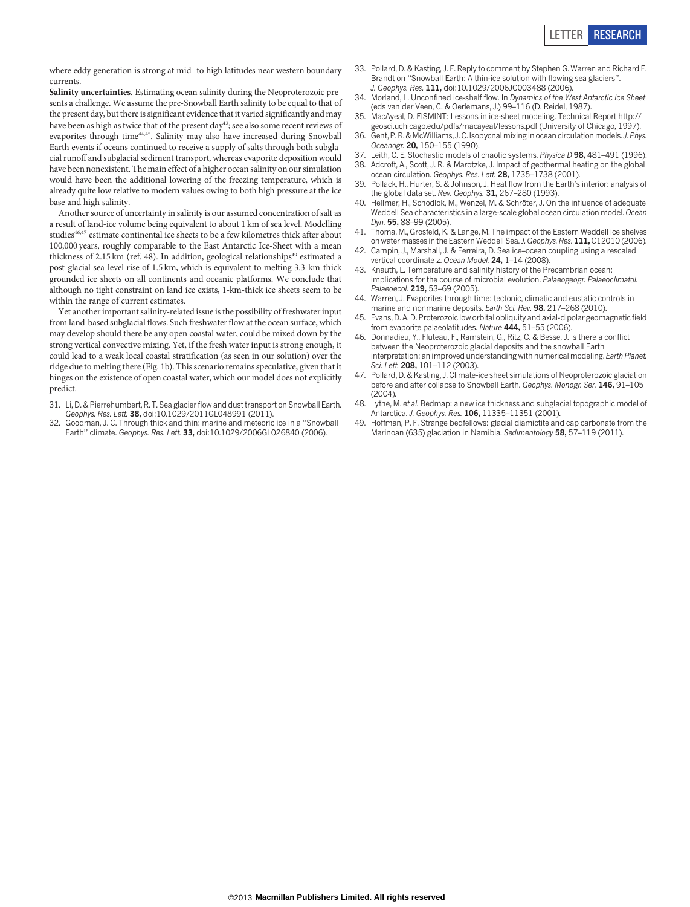where eddy generation is strong at mid- to high latitudes near western boundary currents.

**Salinity uncertainties.** Estimating ocean salinity during the Neoproterozoic presents a challenge. We assume the pre-Snowball Earth salinity to be equal to that of the present day, but there is significant evidence that it varied significantly and may have been as high as twice that of the present day[43]; see also some recent reviews of evaporites through time[44,45]. Salinity may also have increased during Snowball Earth events if oceans continued to receive a supply of salts through both subglacial runoff and subglacial sediment transport, whereas evaporite deposition would have been nonexistent. The main effect of a higher ocean salinity on our simulation would have been the additional lowering of the freezing temperature, which is already quite low relative to modern values owing to both high pressure at the ice base and high salinity.

Another source of uncertainty in salinity is our assumed concentration of salt as a result of land-ice volume being equivalent to about 1 km of sea level. Modelling studies[46,47] estimate continental ice sheets to be a few kilometres thick after about 100,000 years, roughly comparable to the East Antarctic Ice-Sheet with a mean thickness of 2.15 km (ref. 48). In addition, geological relationships[49] estimated a post-glacial sea-level rise of 1.5 km, which is equivalent to melting 3.3-km-thick grounded ice sheets on all continents and oceanic platforms. We conclude that although no tight constraint on land ice exists, 1-km-thick ice sheets seem to be within the range of current estimates.

Yet another important salinity-related issue is the possibility of freshwater input from land-based subglacial flows. Such freshwater flow at the ocean surface, which may develop should there be any open coastal water, could be mixed down by the strong vertical convective mixing. Yet, if the fresh water input is strong enough, it could lead to a weak local coastal stratification (as seen in our solution) over the ridge due to melting there (Fig. 1b). This scenario remains speculative, given that it hinges on the existence of open coastal water, which our model does not explicitly predict.

31. Li, D. & Pierrehumbert, R. T. Sea glacier flow and dust transport on Snowball Earth. *Geophys. Res. Lett.* **38,** doi:10.1029/2011GL048991 (2011).
32. Goodman, J. C. Through thick and thin: marine and meteoric ice in a "Snowball Earth" climate. *Geophys. Res. Lett.* **33,** doi:10.1029/2006GL026840 (2006).
33. Pollard, D. & Kasting, J. F. Reply to comment by Stephen G. Warren and Richard E. Brandt on "Snowball Earth: A thin-ice solution with flowing sea glaciers". *J. Geophys. Res.* **111,** doi:10.1029/2006JC003488 (2006).
34. Morland, L. Unconfined ice-shelf flow. In *Dynamics of the West Antarctic Ice Sheet* (eds van der Veen, C. & Oerlemans, J.) 99–116 (D. Reidel, 1987).
35. MacAyeal, D. EISMINT: Lessons in ice-sheet modeling. Technical Report http://geosci.uchicago.edu/pdfs/macayeal/lessons.pdf (University of Chicago, 1997).
36. Gent, P. R. & McWilliams, J. C. Isopycnal mixing in ocean circulation models. *J. Phys. Oceanogr.* **20,** 150–155 (1990).
37. Leith, C. E. Stochastic models of chaotic systems. *Physica D* **98,** 481–491 (1996).
38. Adcroft, A., Scott, J. R. & Marotzke, J. Impact of geothermal heating on the global ocean circulation. *Geophys. Res. Lett.* **28,** 1735–1738 (2001).
39. Pollack, H., Hurter, S. & Johnson, J. Heat flow from the Earth's interior: analysis of the global data set. *Rev. Geophys.* **31,** 267–280 (1993).
40. Hellmer, H., Schodlok, M., Wenzel, M. & Schröter, J. On the influence of adequate Weddell Sea characteristics in a large-scale global ocean circulation model. *Ocean Dyn.* **55,** 88–99 (2005).
41. Thoma, M., Grosfeld, K. & Lange, M. The impact of the Eastern Weddell ice shelves on water masses in the Eastern Weddell Sea. *J. Geophys. Res.* **111,** C12010 (2006).
42. Campin, J., Marshall, J. & Ferreira, D. Sea ice–ocean coupling using a rescaled vertical coordinate z. *Ocean Model.* **24,** 1–14 (2008).
43. Knauth, L. Temperature and salinity history of the Precambrian ocean: implications for the course of microbial evolution. *Palaeogeogr. Palaeoclimatol. Palaeoecol.* **219,** 53–69 (2005).
44. Warren, J. Evaporites through time: tectonic, climatic and eustatic controls in marine and nonmarine deposits. *Earth Sci. Rev.* **98,** 217–268 (2010).
45. Evans, D. A. D. Proterozoic low orbital obliquity and axial-dipolar geomagnetic field from evaporite palaeolatitudes. *Nature* **444,** 51–55 (2006).
46. Donnadieu, Y., Fluteau, F., Ramstein, G., Ritz, C. & Besse, J. Is there a conflict between the Neoproterozoic glacial deposits and the snowball Earth interpretation: an improved understanding with numerical modeling. *Earth Planet. Sci. Lett.* **208,** 101–112 (2003).
47. Pollard, D. & Kasting, J. Climate-ice sheet simulations of Neoproterozoic glaciation before and after collapse to Snowball Earth. *Geophys. Monogr. Ser.* **146,** 91–105 (2004).
48. Lythe, M. *et al.* Bedmap: a new ice thickness and subglacial topographic model of Antarctica. *J. Geophys. Res.* **106,** 11335–11351 (2001).
49. Hoffman, P. F. Strange bedfellows: glacial diamictite and cap carbonate from the Marinoan (635) glaciation in Namibia. *Sedimentology* **58,** 57–119 (2011).